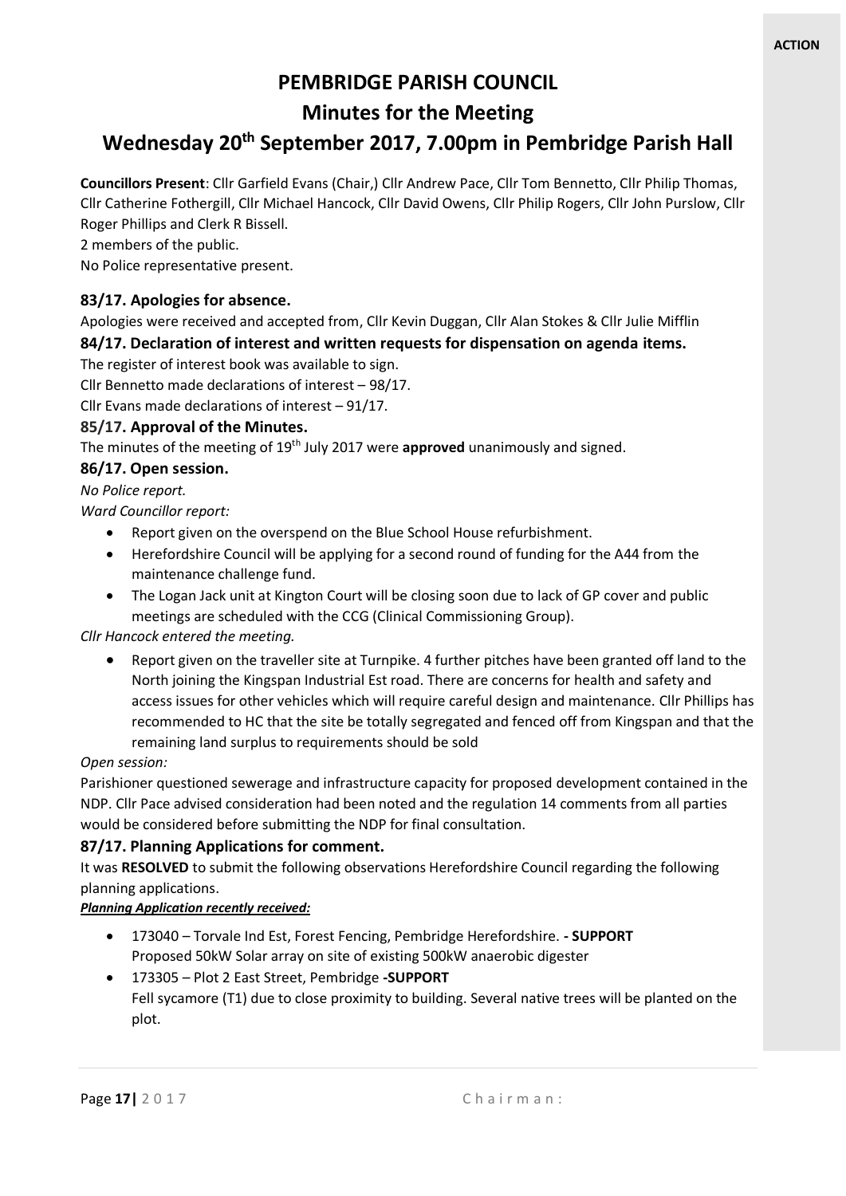ACTION

# PEMBRIDGE PARISH COUNCIL

## Minutes for the Meeting

## Wednesday 20th September 2017, 7.00pm in Pembridge Parish Hall

**Councillors Present**: Cllr Garfield Evans (Chair,) Cllr Andrew Pace, Cllr Tom Bennetto, Cllr Philip Thomas, Cllr Catherine Fothergill, Cllr Michael Hancock, Cllr David Owens, Cllr Philip Rogers, Cllr John Purslow, Cllr Roger Phillips and Clerk R Bissell.

2 members of the public.

No Police representative present.

### 83/17. Apologies for absence.

Apologies were received and accepted from, Cllr Kevin Duggan, Cllr Alan Stokes & Cllr Julie Mifflin

### 84/17. Declaration of interest and written requests for dispensation on agenda items.

The register of interest book was available to sign.

Cllr Bennetto made declarations of interest – 98/17.

Cllr Evans made declarations of interest – 91/17.

### 85/17. Approval of the Minutes.

The minutes of the meeting of 19th July 2017 were **approved** unanimously and signed.

### 86/17. Open session.

*No Police report.*

*Ward Councillor report:*

- Report given on the overspend on the Blue School House refurbishment.
- Herefordshire Council will be applying for a second round of funding for the A44 from the maintenance challenge fund.
- The Logan Jack unit at Kington Court will be closing soon due to lack of GP cover and public meetings are scheduled with the CCG (Clinical Commissioning Group).

*Cllr Hancock entered the meeting.*

- Report given on the traveller site at Turnpike. 4 further pitches have been granted off land to the North joining the Kingspan Industrial Est road. There are concerns for health and safety and access issues for other vehicles which will require careful design and maintenance. Cllr Phillips has recommended to HC that the site be totally segregated and fenced off from Kingspan and that the remaining land surplus to requirements should be sold

*Open session:*

Parishioner questioned sewerage and infrastructure capacity for proposed development contained in the NDP. Cllr Pace advised consideration had been noted and the regulation 14 comments from all parties would be considered before submitting the NDP for final consultation.

### 87/17. Planning Applications for comment.

It was **RESOLVED** to submit the following observations Herefordshire Council regarding the following planning applications.

***Planning Application recently received:***

- 173040 – Torvale Ind Est, Forest Fencing, Pembridge Herefordshire. **- SUPPORT**
  Proposed 50kW Solar array on site of existing 500kW anaerobic digester
- 173305 – Plot 2 East Street, Pembridge **-SUPPORT**
  Fell sycamore (T1) due to close proximity to building. Several native trees will be planted on the plot.

Chairman: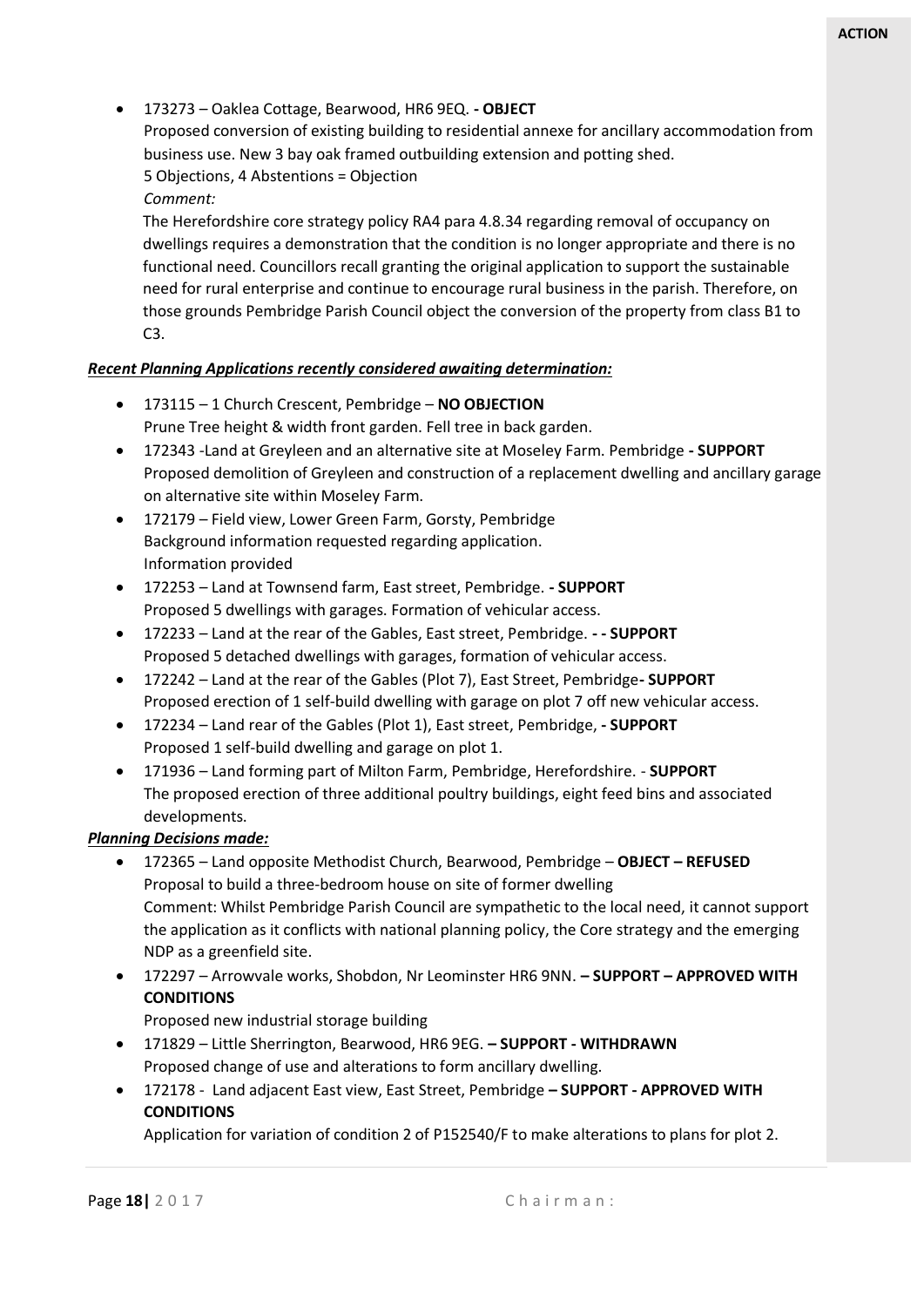- 173273 – Oaklea Cottage, Bearwood, HR6 9EQ. **- OBJECT**
  Proposed conversion of existing building to residential annexe for ancillary accommodation from business use. New 3 bay oak framed outbuilding extension and potting shed.
  5 Objections, 4 Abstentions = Objection
  *Comment:*
  The Herefordshire core strategy policy RA4 para 4.8.34 regarding removal of occupancy on dwellings requires a demonstration that the condition is no longer appropriate and there is no functional need. Councillors recall granting the original application to support the sustainable need for rural enterprise and continue to encourage rural business in the parish. Therefore, on those grounds Pembridge Parish Council object the conversion of the property from class B1 to C3.

***Recent Planning Applications recently considered awaiting determination:***

- 173115 – 1 Church Crescent, Pembridge – **NO OBJECTION**
  Prune Tree height & width front garden. Fell tree in back garden.
- 172343 -Land at Greyleen and an alternative site at Moseley Farm. Pembridge **- SUPPORT**
  Proposed demolition of Greyleen and construction of a replacement dwelling and ancillary garage on alternative site within Moseley Farm.
- 172179 – Field view, Lower Green Farm, Gorsty, Pembridge
  Background information requested regarding application.
  Information provided
- 172253 – Land at Townsend farm, East street, Pembridge. **- SUPPORT**
  Proposed 5 dwellings with garages. Formation of vehicular access.
- 172233 – Land at the rear of the Gables, East street, Pembridge. **- - SUPPORT**
  Proposed 5 detached dwellings with garages, formation of vehicular access.
- 172242 – Land at the rear of the Gables (Plot 7), East Street, Pembridge**- SUPPORT**
  Proposed erection of 1 self-build dwelling with garage on plot 7 off new vehicular access.
- 172234 – Land rear of the Gables (Plot 1), East street, Pembridge, **- SUPPORT**
  Proposed 1 self-build dwelling and garage on plot 1.
- 171936 – Land forming part of Milton Farm, Pembridge, Herefordshire. - **SUPPORT**
  The proposed erection of three additional poultry buildings, eight feed bins and associated developments.

***Planning Decisions made:***

- 172365 – Land opposite Methodist Church, Bearwood, Pembridge – **OBJECT – REFUSED**
  Proposal to build a three-bedroom house on site of former dwelling
  Comment: Whilst Pembridge Parish Council are sympathetic to the local need, it cannot support the application as it conflicts with national planning policy, the Core strategy and the emerging NDP as a greenfield site.
- 172297 – Arrowvale works, Shobdon, Nr Leominster HR6 9NN. **– SUPPORT – APPROVED WITH CONDITIONS**
  Proposed new industrial storage building
- 171829 – Little Sherrington, Bearwood, HR6 9EG. **– SUPPORT - WITHDRAWN**
  Proposed change of use and alterations to form ancillary dwelling.
- 172178 - Land adjacent East view, East Street, Pembridge **– SUPPORT - APPROVED WITH CONDITIONS**
  Application for variation of condition 2 of P152540/F to make alterations to plans for plot 2.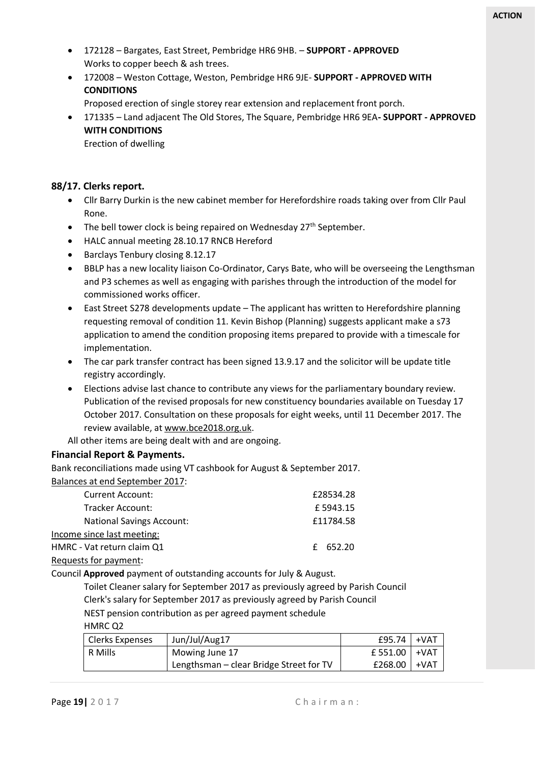**ACTION**

- 172128 – Bargates, East Street, Pembridge HR6 9HB. – **SUPPORT - APPROVED**
  Works to copper beech & ash trees.
- 172008 – Weston Cottage, Weston, Pembridge HR6 9JE- **SUPPORT - APPROVED WITH CONDITIONS**
  Proposed erection of single storey rear extension and replacement front porch.
- 171335 – Land adjacent The Old Stores, The Square, Pembridge HR6 9EA**- SUPPORT - APPROVED WITH CONDITIONS**
  Erection of dwelling

### 88/17. Clerks report.

- Cllr Barry Durkin is the new cabinet member for Herefordshire roads taking over from Cllr Paul Rone.
- The bell tower clock is being repaired on Wednesday 27th September.
- HALC annual meeting 28.10.17 RNCB Hereford
- Barclays Tenbury closing 8.12.17
- BBLP has a new locality liaison Co-Ordinator, Carys Bate, who will be overseeing the Lengthsman and P3 schemes as well as engaging with parishes through the introduction of the model for commissioned works officer.
- East Street S278 developments update – The applicant has written to Herefordshire planning requesting removal of condition 11. Kevin Bishop (Planning) suggests applicant make a s73 application to amend the condition proposing items prepared to provide with a timescale for implementation.
- The car park transfer contract has been signed 13.9.17 and the solicitor will be update title registry accordingly.
- Elections advise last chance to contribute any views for the parliamentary boundary review. Publication of the revised proposals for new constituency boundaries available on Tuesday 17 October 2017. Consultation on these proposals for eight weeks, until 11 December 2017. The review available, at www.bce2018.org.uk.

All other items are being dealt with and are ongoing.

### Financial Report & Payments.

Bank reconciliations made using VT cashbook for August & September 2017.

Balances at end September 2017:

| | |
|---|---|
| Current Account: | £28534.28 |
| Tracker Account: | £ 5943.15 |
| National Savings Account: | £11784.58 |

Income since last meeting:

| | |
|---|---|
| HMRC - Vat return claim Q1 | £ 652.20 |

Requests for payment:

Council **Approved** payment of outstanding accounts for July & August.

Toilet Cleaner salary for September 2017 as previously agreed by Parish Council
Clerk's salary for September 2017 as previously agreed by Parish Council
NEST pension contribution as per agreed payment schedule
HMRC Q2

| | | | |
|---|---|---|---|
| Clerks Expenses | Jun/Jul/Aug17 | £95.74 | +VAT |
| R Mills | Mowing June 17 | £ 551.00 | +VAT |
| | Lengthsman – clear Bridge Street for TV | £268.00 | +VAT |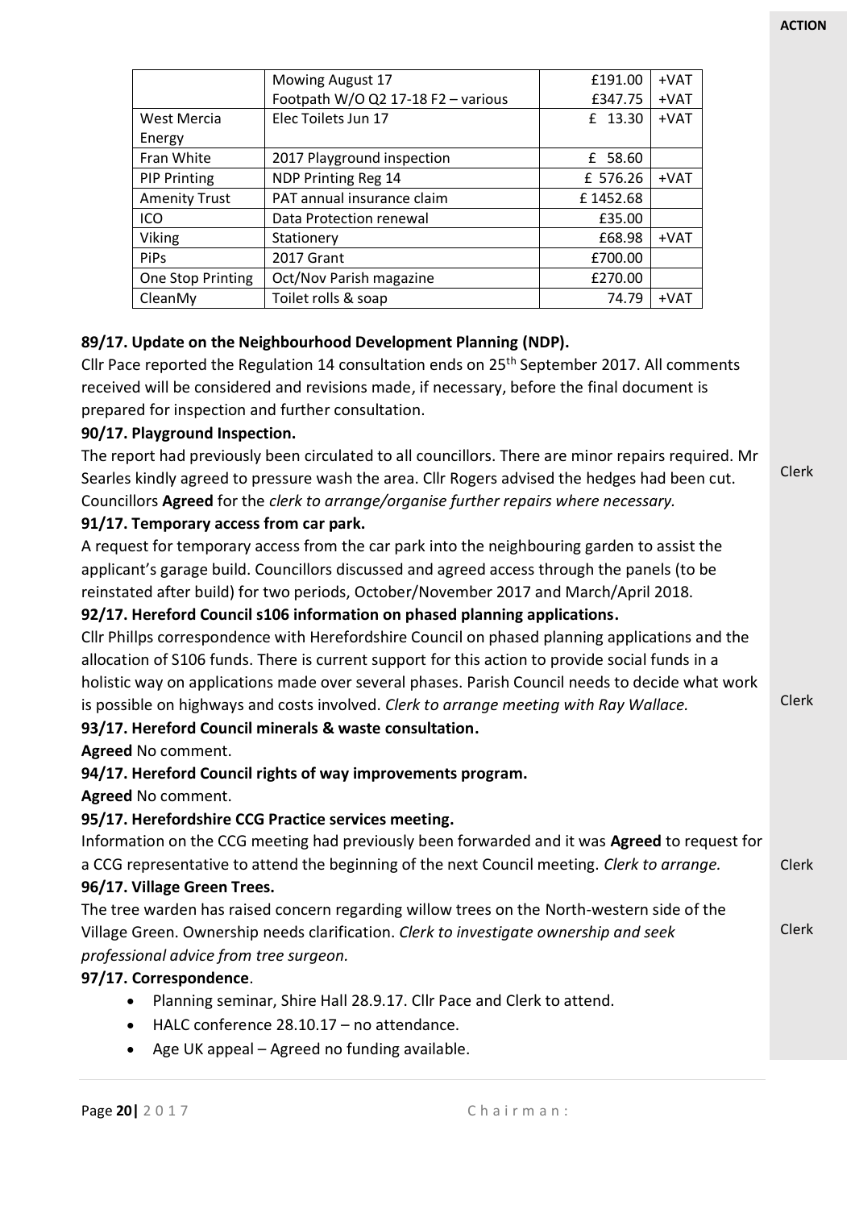| | | | |
|---|---|---|---|
| | Mowing August 17 | £191.00 | +VAT |
| | Footpath W/O Q2 17-18 F2 – various | £347.75 | +VAT |
| West Mercia Energy | Elec Toilets Jun 17 | £ 13.30 | +VAT |
| Fran White | 2017 Playground inspection | £ 58.60 | |
| PIP Printing | NDP Printing Reg 14 | £ 576.26 | +VAT |
| Amenity Trust | PAT annual insurance claim | £ 1452.68 | |
| ICO | Data Protection renewal | £35.00 | |
| Viking | Stationery | £68.98 | +VAT |
| PiPs | 2017 Grant | £700.00 | |
| One Stop Printing | Oct/Nov Parish magazine | £270.00 | |
| CleanMy | Toilet rolls & soap | 74.79 | +VAT |

**89/17. Update on the Neighbourhood Development Planning (NDP).**

Cllr Pace reported the Regulation 14 consultation ends on 25th September 2017. All comments received will be considered and revisions made, if necessary, before the final document is prepared for inspection and further consultation.

**90/17. Playground Inspection.**

The report had previously been circulated to all councillors. There are minor repairs required. Mr Searles kindly agreed to pressure wash the area. Cllr Rogers advised the hedges had been cut. Councillors **Agreed** for the *clerk to arrange/organise further repairs where necessary.* — **ACTION: Clerk**

**91/17. Temporary access from car park.**

A request for temporary access from the car park into the neighbouring garden to assist the applicant's garage build. Councillors discussed and agreed access through the panels (to be reinstated after build) for two periods, October/November 2017 and March/April 2018.

**92/17. Hereford Council s106 information on phased planning applications.**

Cllr Phillps correspondence with Herefordshire Council on phased planning applications and the allocation of S106 funds. There is current support for this action to provide social funds in a holistic way on applications made over several phases. Parish Council needs to decide what work is possible on highways and costs involved. *Clerk to arrange meeting with Ray Wallace.* — **ACTION: Clerk**

**93/17. Hereford Council minerals & waste consultation.**

**Agreed** No comment.

**94/17. Hereford Council rights of way improvements program.**

**Agreed** No comment.

**95/17. Herefordshire CCG Practice services meeting.**

Information on the CCG meeting had previously been forwarded and it was **Agreed** to request for a CCG representative to attend the beginning of the next Council meeting. *Clerk to arrange.* — **ACTION: Clerk**

**96/17. Village Green Trees.**

The tree warden has raised concern regarding willow trees on the North-western side of the Village Green. Ownership needs clarification. *Clerk to investigate ownership and seek professional advice from tree surgeon.* — **ACTION: Clerk**

**97/17. Correspondence**.

- Planning seminar, Shire Hall 28.9.17. Cllr Pace and Clerk to attend.
- HALC conference 28.10.17 – no attendance.
- Age UK appeal – Agreed no funding available.

Chairman: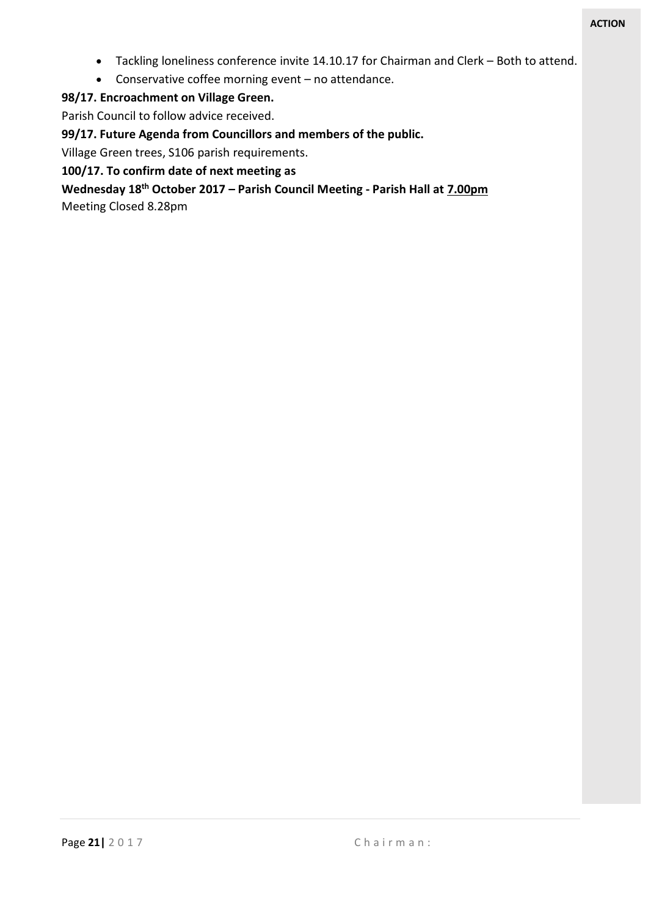**ACTION**

- Tackling loneliness conference invite 14.10.17 for Chairman and Clerk – Both to attend.
- Conservative coffee morning event – no attendance.

**98/17. Encroachment on Village Green.**

Parish Council to follow advice received.

**99/17. Future Agenda from Councillors and members of the public.**

Village Green trees, S106 parish requirements.

**100/17. To confirm date of next meeting as**

**Wednesday 18th October 2017 – Parish Council Meeting - Parish Hall at 7.00pm**

Meeting Closed 8.28pm

Chairman: